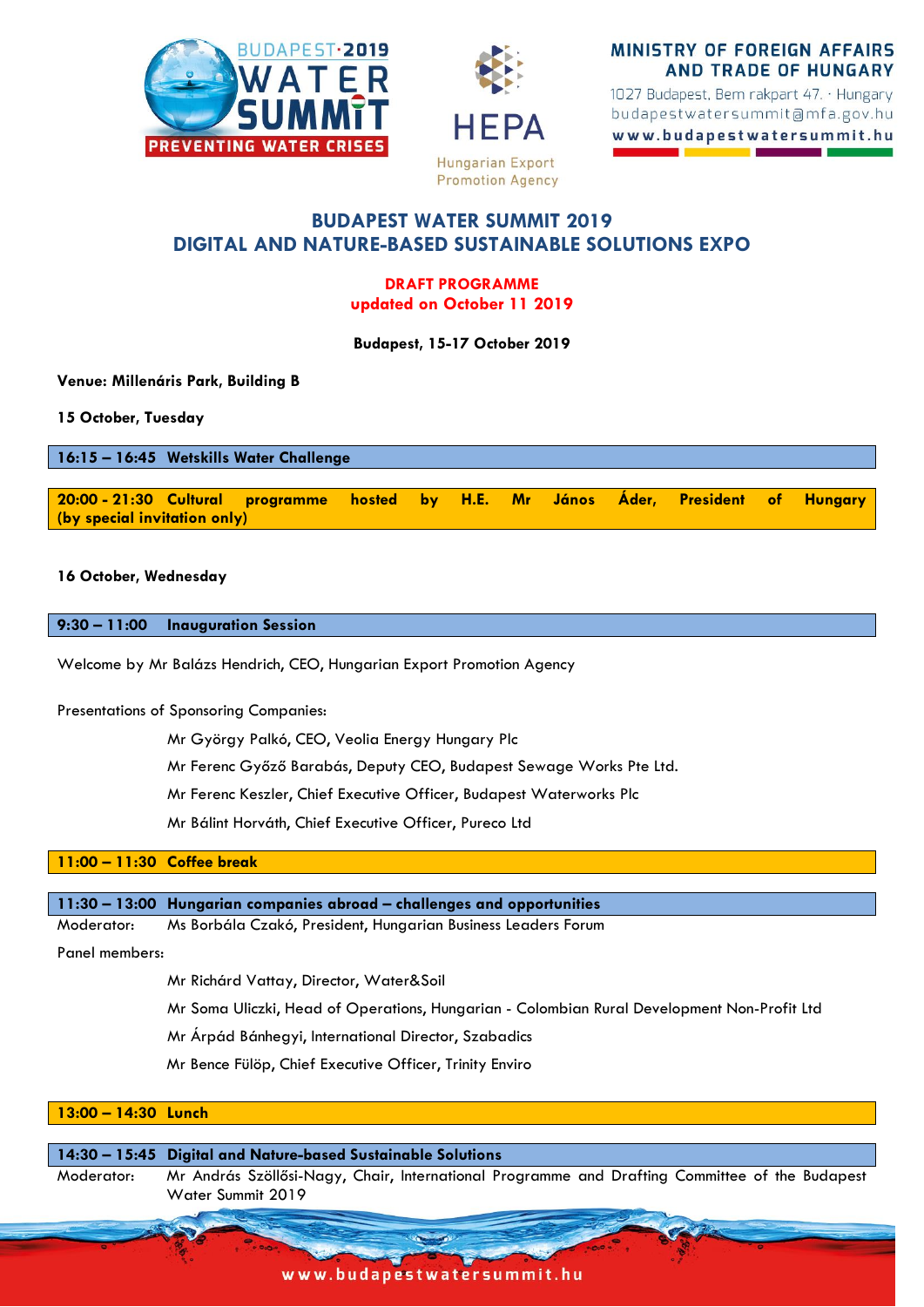BUDAPEST·2019 WATER SUMMIT
PREVENTING WATER CRISES

HEPA
Hungarian Export Promotion Agency

**MINISTRY OF FOREIGN AFFAIRS AND TRADE OF HUNGARY**
1027 Budapest, Bem rakpart 47. · Hungary
budapestwatersummit@mfa.gov.hu
www.budapestwatersummit.hu

# BUDAPEST WATER SUMMIT 2019
# DIGITAL AND NATURE-BASED SUSTAINABLE SOLUTIONS EXPO

**DRAFT PROGRAMME**
**updated on October 11 2019**

**Budapest, 15-17 October 2019**

**Venue: Millenáris Park, Building B**

**15 October, Tuesday**

**16:15 – 16:45 Wetskills Water Challenge**

**20:00 - 21:30 Cultural programme hosted by H.E. Mr János Áder, President of Hungary (by special invitation only)**

**16 October, Wednesday**

**9:30 – 11:00 Inauguration Session**

Welcome by Mr Balázs Hendrich, CEO, Hungarian Export Promotion Agency

Presentations of Sponsoring Companies:

- Mr György Palkó, CEO, Veolia Energy Hungary Plc
- Mr Ferenc Győző Barabás, Deputy CEO, Budapest Sewage Works Pte Ltd.
- Mr Ferenc Keszler, Chief Executive Officer, Budapest Waterworks Plc
- Mr Bálint Horváth, Chief Executive Officer, Pureco Ltd

**11:00 – 11:30 Coffee break**

**11:30 – 13:00 Hungarian companies abroad – challenges and opportunities**

Moderator: Ms Borbála Czakó, President, Hungarian Business Leaders Forum

Panel members:

- Mr Richárd Vattay, Director, Water&Soil
- Mr Soma Uliczki, Head of Operations, Hungarian - Colombian Rural Development Non-Profit Ltd
- Mr Árpád Bánhegyi, International Director, Szabadics
- Mr Bence Fülöp, Chief Executive Officer, Trinity Enviro

**13:00 – 14:30 Lunch**

**14:30 – 15:45 Digital and Nature-based Sustainable Solutions**

Moderator: Mr András Szöllősi-Nagy, Chair, International Programme and Drafting Committee of the Budapest Water Summit 2019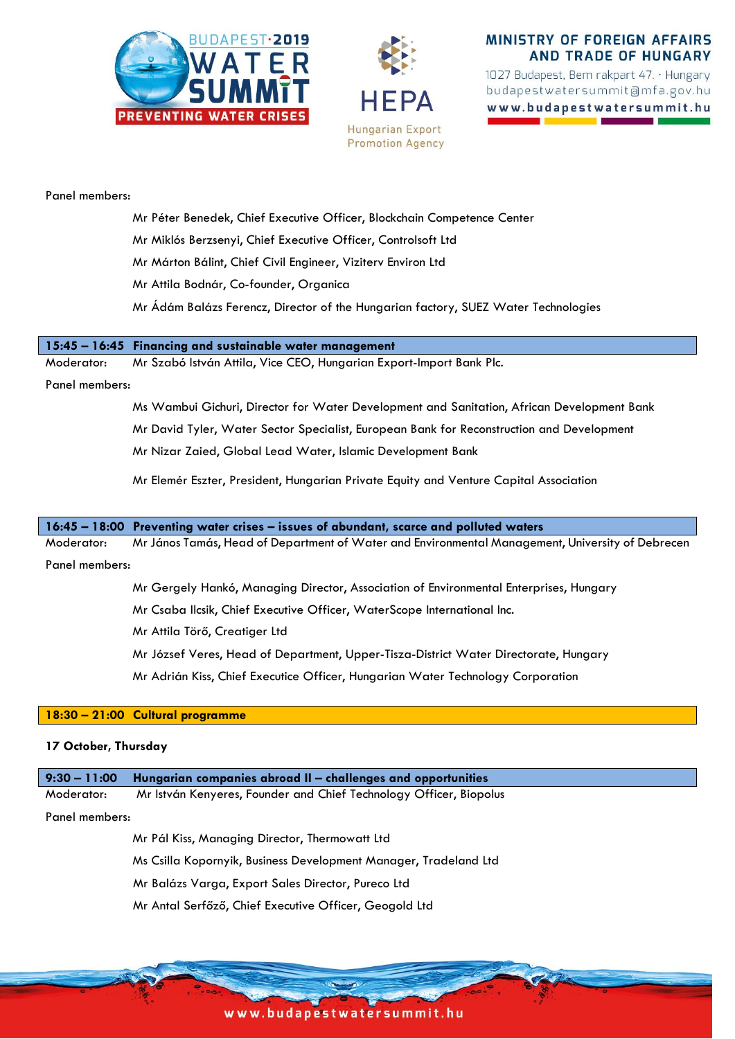Panel members:

Mr Péter Benedek, Chief Executive Officer, Blockchain Competence Center

Mr Miklós Berzsenyi, Chief Executive Officer, Controlsoft Ltd

Mr Márton Bálint, Chief Civil Engineer, Viziterv Environ Ltd

Mr Attila Bodnár, Co-founder, Organica

Mr Ádám Balázs Ferencz, Director of the Hungarian factory, SUEZ Water Technologies

**15:45 – 16:45 Financing and sustainable water management**

Moderator: Mr Szabó István Attila, Vice CEO, Hungarian Export-Import Bank Plc.

Panel members:

Ms Wambui Gichuri, Director for Water Development and Sanitation, African Development Bank

Mr David Tyler, Water Sector Specialist, European Bank for Reconstruction and Development

Mr Nizar Zaied, Global Lead Water, Islamic Development Bank

Mr Elemér Eszter, President, Hungarian Private Equity and Venture Capital Association

**16:45 – 18:00 Preventing water crises – issues of abundant, scarce and polluted waters**

Moderator: Mr János Tamás, Head of Department of Water and Environmental Management, University of Debrecen

Panel members:

Mr Gergely Hankó, Managing Director, Association of Environmental Enterprises, Hungary

Mr Csaba Ilcsik, Chief Executive Officer, WaterScope International Inc.

Mr Attila Törő, Creatiger Ltd

Mr József Veres, Head of Department, Upper-Tisza-District Water Directorate, Hungary

Mr Adrián Kiss, Chief Executice Officer, Hungarian Water Technology Corporation

**18:30 – 21:00 Cultural programme**

**17 October, Thursday**

**9:30 – 11:00 Hungarian companies abroad II – challenges and opportunities**

Moderator: Mr István Kenyeres, Founder and Chief Technology Officer, Biopolus

Panel members:

Mr Pál Kiss, Managing Director, Thermowatt Ltd

Ms Csilla Kopornyik, Business Development Manager, Tradeland Ltd

Mr Balázs Varga, Export Sales Director, Pureco Ltd

Mr Antal Serfőző, Chief Executive Officer, Geogold Ltd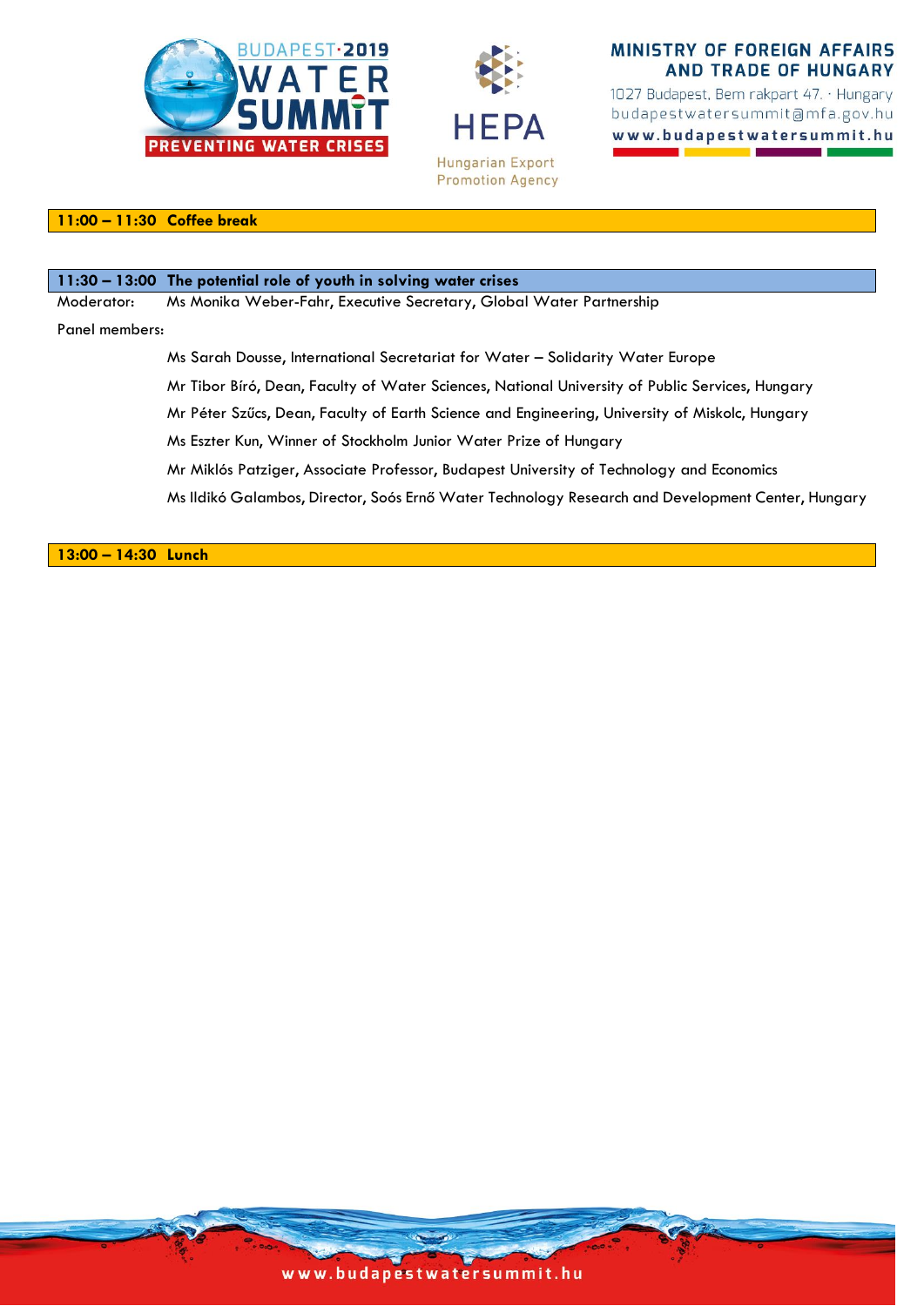**11:00 – 11:30 Coffee break**

**11:30 – 13:00 The potential role of youth in solving water crises**

Moderator: Ms Monika Weber-Fahr, Executive Secretary, Global Water Partnership

Panel members:

Ms Sarah Dousse, International Secretariat for Water – Solidarity Water Europe

Mr Tibor Bíró, Dean, Faculty of Water Sciences, National University of Public Services, Hungary

Mr Péter Szűcs, Dean, Faculty of Earth Science and Engineering, University of Miskolc, Hungary

Ms Eszter Kun, Winner of Stockholm Junior Water Prize of Hungary

Mr Miklós Patziger, Associate Professor, Budapest University of Technology and Economics

Ms Ildikó Galambos, Director, Soós Ernő Water Technology Research and Development Center, Hungary

**13:00 – 14:30 Lunch**